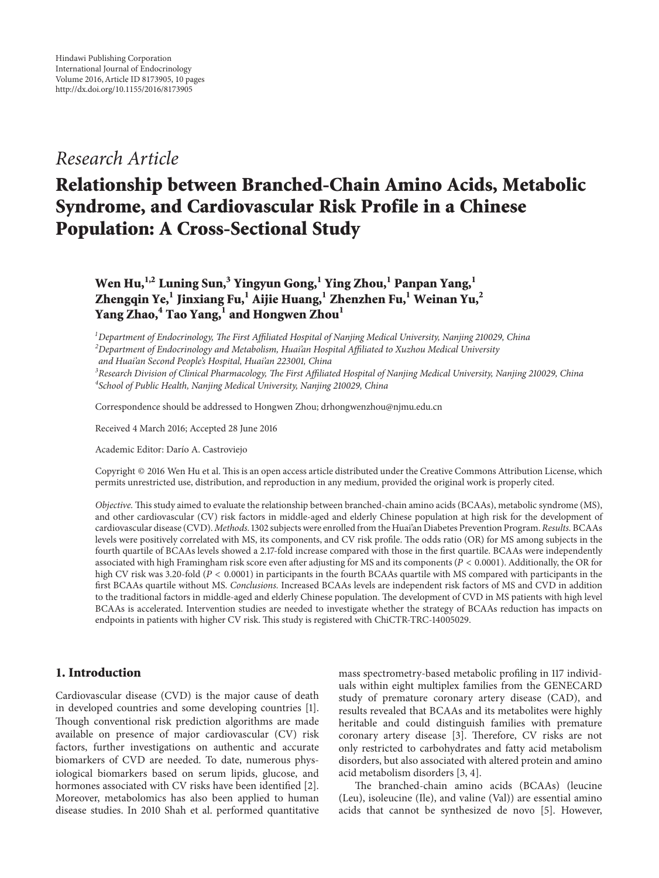Hindawi Publishing Corporation
International Journal of Endocrinology
Volume 2016, Article ID 8173905, 10 pages
http://dx.doi.org/10.1155/2016/8173905

*Research Article*

# Relationship between Branched-Chain Amino Acids, Metabolic Syndrome, and Cardiovascular Risk Profile in a Chinese Population: A Cross-Sectional Study

**Wen Hu,[1,2] Luning Sun,[3] Yingyun Gong,[1] Ying Zhou,[1] Panpan Yang,[1] Zhengqin Ye,[1] Jinxiang Fu,[1] Aijie Huang,[1] Zhenzhen Fu,[1] Weinan Yu,[2] Yang Zhao,[4] Tao Yang,[1] and Hongwen Zhou[1]**

[1]*Department of Endocrinology, The First Affiliated Hospital of Nanjing Medical University, Nanjing 210029, China*
[2]*Department of Endocrinology and Metabolism, Huai'an Hospital Affiliated to Xuzhou Medical University and Huai'an Second People's Hospital, Huai'an 223001, China*
[3]*Research Division of Clinical Pharmacology, The First Affiliated Hospital of Nanjing Medical University, Nanjing 210029, China*
[4]*School of Public Health, Nanjing Medical University, Nanjing 210029, China*

Correspondence should be addressed to Hongwen Zhou; drhongwenzhou@njmu.edu.cn

Received 4 March 2016; Accepted 28 June 2016

Academic Editor: Darío A. Castroviejo

Copyright © 2016 Wen Hu et al. This is an open access article distributed under the Creative Commons Attribution License, which permits unrestricted use, distribution, and reproduction in any medium, provided the original work is properly cited.

*Objective.* This study aimed to evaluate the relationship between branched-chain amino acids (BCAAs), metabolic syndrome (MS), and other cardiovascular (CV) risk factors in middle-aged and elderly Chinese population at high risk for the development of cardiovascular disease (CVD). *Methods.* 1302 subjects were enrolled from the Huai'an Diabetes Prevention Program. *Results.* BCAAs levels were positively correlated with MS, its components, and CV risk profile. The odds ratio (OR) for MS among subjects in the fourth quartile of BCAAs levels showed a 2.17-fold increase compared with those in the first quartile. BCAAs were independently associated with high Framingham risk score even after adjusting for MS and its components ($P < 0.0001$). Additionally, the OR for high CV risk was 3.20-fold ($P < 0.0001$) in participants in the fourth BCAAs quartile with MS compared with participants in the first BCAAs quartile without MS. *Conclusions.* Increased BCAAs levels are independent risk factors of MS and CVD in addition to the traditional factors in middle-aged and elderly Chinese population. The development of CVD in MS patients with high level BCAAs is accelerated. Intervention studies are needed to investigate whether the strategy of BCAAs reduction has impacts on endpoints in patients with higher CV risk. This study is registered with ChiCTR-TRC-14005029.

## 1. Introduction

Cardiovascular disease (CVD) is the major cause of death in developed countries and some developing countries [1]. Though conventional risk prediction algorithms are made available on presence of major cardiovascular (CV) risk factors, further investigations on authentic and accurate biomarkers of CVD are needed. To date, numerous physiological biomarkers based on serum lipids, glucose, and hormones associated with CV risks have been identified [2]. Moreover, metabolomics has also been applied to human disease studies. In 2010 Shah et al. performed quantitative mass spectrometry-based metabolic profiling in 117 individuals within eight multiplex families from the GENECARD study of premature coronary artery disease (CAD), and results revealed that BCAAs and its metabolites were highly heritable and could distinguish families with premature coronary artery disease [3]. Therefore, CV risks are not only restricted to carbohydrates and fatty acid metabolism disorders, but also associated with altered protein and amino acid metabolism disorders [3, 4].

The branched-chain amino acids (BCAAs) (leucine (Leu), isoleucine (Ile), and valine (Val)) are essential amino acids that cannot be synthesized de novo [5]. However,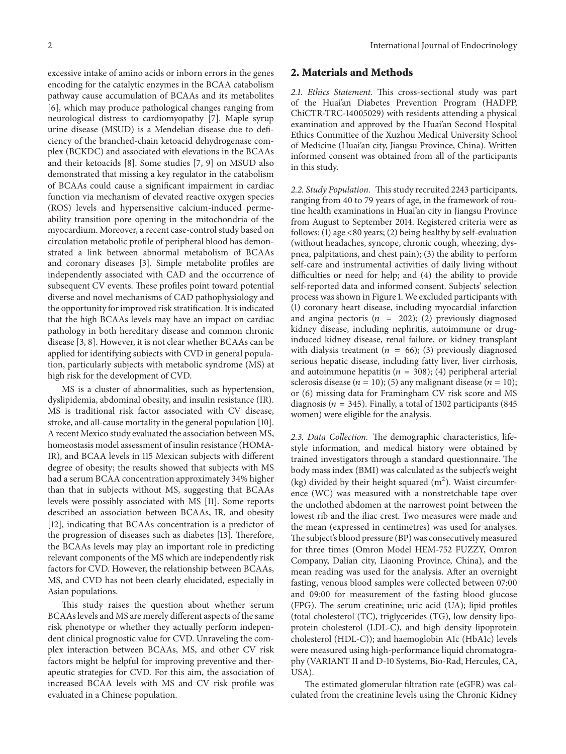excessive intake of amino acids or inborn errors in the genes encoding for the catalytic enzymes in the BCAA catabolism pathway cause accumulation of BCAAs and its metabolites [6], which may produce pathological changes ranging from neurological distress to cardiomyopathy [7]. Maple syrup urine disease (MSUD) is a Mendelian disease due to deficiency of the branched-chain ketoacid dehydrogenase complex (BCKDC) and associated with elevations in the BCAAs and their ketoacids [8]. Some studies [7, 9] on MSUD also demonstrated that missing a key regulator in the catabolism of BCAAs could cause a significant impairment in cardiac function via mechanism of elevated reactive oxygen species (ROS) levels and hypersensitive calcium-induced permeability transition pore opening in the mitochondria of the myocardium. Moreover, a recent case-control study based on circulation metabolic profile of peripheral blood has demonstrated a link between abnormal metabolism of BCAAs and coronary diseases [3]. Simple metabolite profiles are independently associated with CAD and the occurrence of subsequent CV events. These profiles point toward potential diverse and novel mechanisms of CAD pathophysiology and the opportunity for improved risk stratification. It is indicated that the high BCAAs levels may have an impact on cardiac pathology in both hereditary disease and common chronic disease [3, 8]. However, it is not clear whether BCAAs can be applied for identifying subjects with CVD in general population, particularly subjects with metabolic syndrome (MS) at high risk for the development of CVD.

MS is a cluster of abnormalities, such as hypertension, dyslipidemia, abdominal obesity, and insulin resistance (IR). MS is traditional risk factor associated with CV disease, stroke, and all-cause mortality in the general population [10]. A recent Mexico study evaluated the association between MS, homeostasis model assessment of insulin resistance (HOMA-IR), and BCAA levels in 115 Mexican subjects with different degree of obesity; the results showed that subjects with MS had a serum BCAA concentration approximately 34% higher than that in subjects without MS, suggesting that BCAAs levels were possibly associated with MS [11]. Some reports described an association between BCAAs, IR, and obesity [12], indicating that BCAAs concentration is a predictor of the progression of diseases such as diabetes [13]. Therefore, the BCAAs levels may play an important role in predicting relevant components of the MS which are independently risk factors for CVD. However, the relationship between BCAAs, MS, and CVD has not been clearly elucidated, especially in Asian populations.

This study raises the question about whether serum BCAAs levels and MS are merely different aspects of the same risk phenotype or whether they actually perform independent clinical prognostic value for CVD. Unraveling the complex interaction between BCAAs, MS, and other CV risk factors might be helpful for improving preventive and therapeutic strategies for CVD. For this aim, the association of increased BCAA levels with MS and CV risk profile was evaluated in a Chinese population.

## 2. Materials and Methods

*2.1. Ethics Statement.* This cross-sectional study was part of the Huai'an Diabetes Prevention Program (HADPP, ChiCTR-TRC-14005029) with residents attending a physical examination and approved by the Huai'an Second Hospital Ethics Committee of the Xuzhou Medical University School of Medicine (Huai'an city, Jiangsu Province, China). Written informed consent was obtained from all of the participants in this study.

*2.2. Study Population.* This study recruited 2243 participants, ranging from 40 to 79 years of age, in the framework of routine health examinations in Huai'an city in Jiangsu Province from August to September 2014. Registered criteria were as follows: (1) age <80 years; (2) being healthy by self-evaluation (without headaches, syncope, chronic cough, wheezing, dyspnea, palpitations, and chest pain); (3) the ability to perform self-care and instrumental activities of daily living without difficulties or need for help; and (4) the ability to provide self-reported data and informed consent. Subjects' selection process was shown in Figure 1. We excluded participants with (1) coronary heart disease, including myocardial infarction and angina pectoris ($n = 202$); (2) previously diagnosed kidney disease, including nephritis, autoimmune or drug-induced kidney disease, renal failure, or kidney transplant with dialysis treatment ($n = 66$); (3) previously diagnosed serious hepatic disease, including fatty liver, liver cirrhosis, and autoimmune hepatitis ($n = 308$); (4) peripheral arterial sclerosis disease ($n = 10$); (5) any malignant disease ($n = 10$); or (6) missing data for Framingham CV risk score and MS diagnosis ($n = 345$). Finally, a total of 1302 participants (845 women) were eligible for the analysis.

*2.3. Data Collection.* The demographic characteristics, lifestyle information, and medical history were obtained by trained investigators through a standard questionnaire. The body mass index (BMI) was calculated as the subject's weight (kg) divided by their height squared ($m^2$). Waist circumference (WC) was measured with a nonstretchable tape over the unclothed abdomen at the narrowest point between the lowest rib and the iliac crest. Two measures were made and the mean (expressed in centimetres) was used for analyses. The subject's blood pressure (BP) was consecutively measured for three times (Omron Model HEM-752 FUZZY, Omron Company, Dalian city, Liaoning Province, China), and the mean reading was used for the analysis. After an overnight fasting, venous blood samples were collected between 07:00 and 09:00 for measurement of the fasting blood glucose (FPG). The serum creatinine; uric acid (UA); lipid profiles (total cholesterol (TC), triglycerides (TG), low density lipoprotein cholesterol (LDL-C), and high density lipoprotein cholesterol (HDL-C)); and haemoglobin A1c (HbA1c) levels were measured using high-performance liquid chromatography (VARIANT II and D-10 Systems, Bio-Rad, Hercules, CA, USA).

The estimated glomerular filtration rate (eGFR) was calculated from the creatinine levels using the Chronic Kidney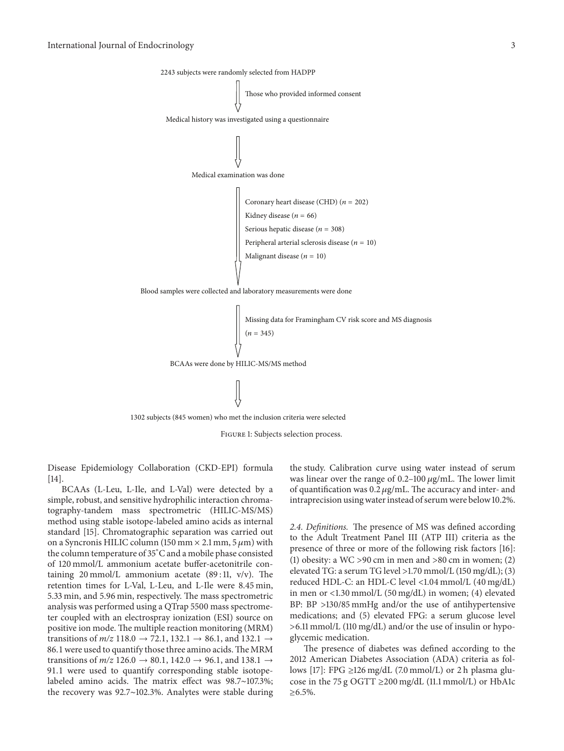2243 subjects were randomly selected from HADPP

↓ Those who provided informed consent

Medical history was investigated using a questionnaire

↓

Medical examination was done

↓ Coronary heart disease (CHD) ($n = 202$)
Kidney disease ($n = 66$)
Serious hepatic disease ($n = 308$)
Peripheral arterial sclerosis disease ($n = 10$)
Malignant disease ($n = 10$)

Blood samples were collected and laboratory measurements were done

↓ Missing data for Framingham CV risk score and MS diagnosis ($n = 345$)

BCAAs were done by HILIC-MS/MS method

↓

1302 subjects (845 women) who met the inclusion criteria were selected

Figure 1: Subjects selection process.

Disease Epidemiology Collaboration (CKD-EPI) formula [14].

BCAAs (L-Leu, L-Ile, and L-Val) were detected by a simple, robust, and sensitive hydrophilic interaction chromatography-tandem mass spectrometric (HILIC-MS/MS) method using stable isotope-labeled amino acids as internal standard [15]. Chromatographic separation was carried out on a Syncronis HILIC column (150 mm × 2.1 mm, 5 $\mu$m) with the column temperature of 35°C and a mobile phase consisted of 120 mmol/L ammonium acetate buffer-acetonitrile containing 20 mmol/L ammonium acetate (89 : 11, v/v). The retention times for L-Val, L-Leu, and L-Ile were 8.45 min, 5.33 min, and 5.96 min, respectively. The mass spectrometric analysis was performed using a QTrap 5500 mass spectrometer coupled with an electrospray ionization (ESI) source on positive ion mode. The multiple reaction monitoring (MRM) transitions of $m/z$ 118.0 → 72.1, 132.1 → 86.1, and 132.1 → 86.1 were used to quantify those three amino acids. The MRM transitions of $m/z$ 126.0 → 80.1, 142.0 → 96.1, and 138.1 → 91.1 were used to quantify corresponding stable isotope-labeled amino acids. The matrix effect was 98.7~107.3%; the recovery was 92.7~102.3%. Analytes were stable during the study. Calibration curve using water instead of serum was linear over the range of 0.2–100 $\mu$g/mL. The lower limit of quantification was 0.2 $\mu$g/mL. The accuracy and inter- and intraprecision using water instead of serum were below 10.2%.

*2.4. Definitions.* The presence of MS was defined according to the Adult Treatment Panel III (ATP III) criteria as the presence of three or more of the following risk factors [16]: (1) obesity: a WC >90 cm in men and >80 cm in women; (2) elevated TG: a serum TG level >1.70 mmol/L (150 mg/dL); (3) reduced HDL-C: an HDL-C level <1.04 mmol/L (40 mg/dL) in men or <1.30 mmol/L (50 mg/dL) in women; (4) elevated BP: BP >130/85 mmHg and/or the use of antihypertensive medications; and (5) elevated FPG: a serum glucose level >6.11 mmol/L (110 mg/dL) and/or the use of insulin or hypoglycemic medication.

The presence of diabetes was defined according to the 2012 American Diabetes Association (ADA) criteria as follows [17]: FPG ≥126 mg/dL (7.0 mmol/L) or 2 h plasma glucose in the 75 g OGTT ≥200 mg/dL (11.1 mmol/L) or HbA1c ≥6.5%.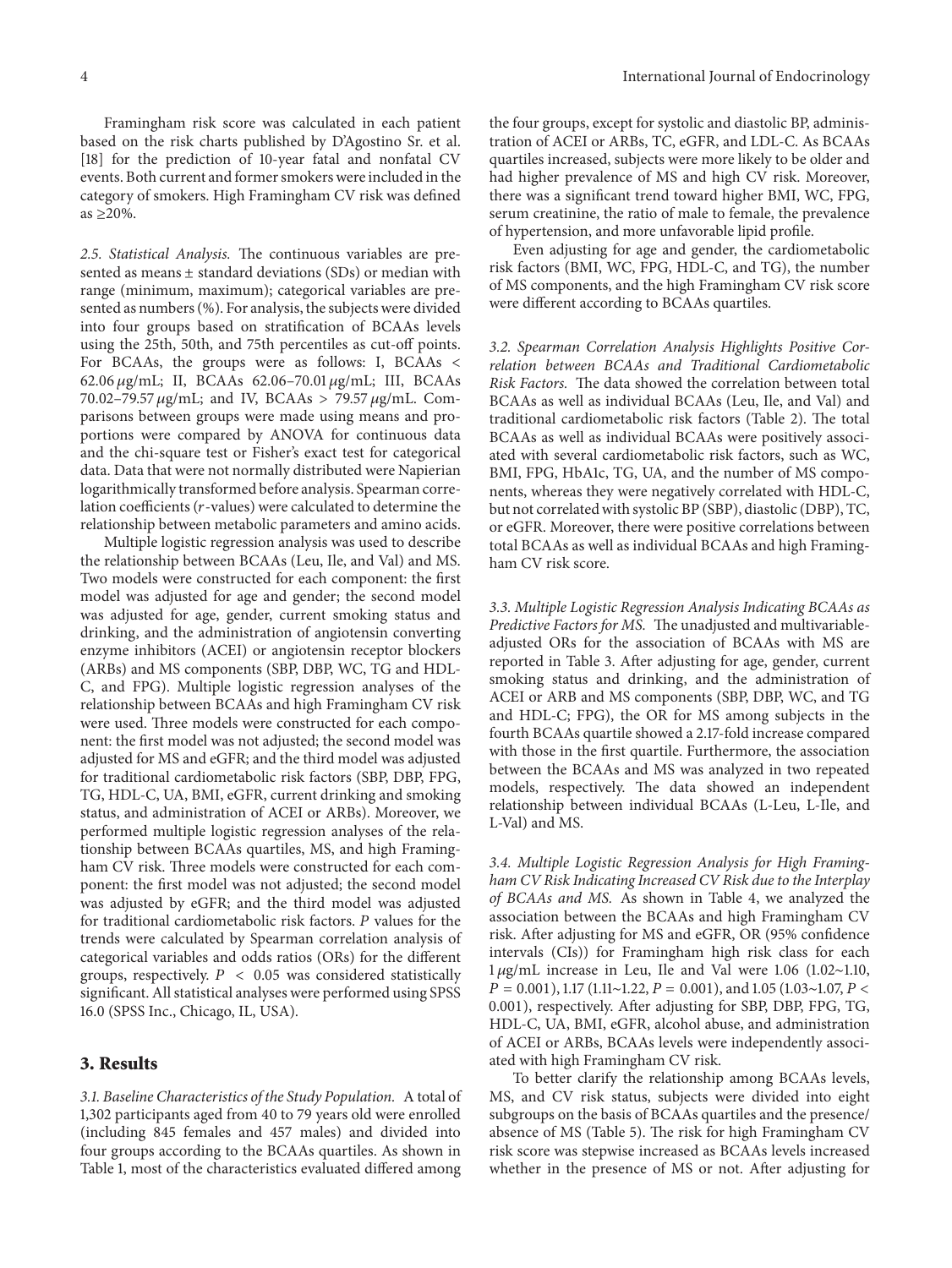Framingham risk score was calculated in each patient based on the risk charts published by D'Agostino Sr. et al. [18] for the prediction of 10-year fatal and nonfatal CV events. Both current and former smokers were included in the category of smokers. High Framingham CV risk was defined as ≥20%.

*2.5. Statistical Analysis.* The continuous variables are presented as means ± standard deviations (SDs) or median with range (minimum, maximum); categorical variables are presented as numbers (%). For analysis, the subjects were divided into four groups based on stratification of BCAAs levels using the 25th, 50th, and 75th percentiles as cut-off points. For BCAAs, the groups were as follows: I, BCAAs < 62.06 $\mu$g/mL; II, BCAAs 62.06–70.01 $\mu$g/mL; III, BCAAs 70.02–79.57 $\mu$g/mL; and IV, BCAAs > 79.57 $\mu$g/mL. Comparisons between groups were made using means and proportions were compared by ANOVA for continuous data and the chi-square test or Fisher's exact test for categorical data. Data that were not normally distributed were Napierian logarithmically transformed before analysis. Spearman correlation coefficients ($r$-values) were calculated to determine the relationship between metabolic parameters and amino acids.

Multiple logistic regression analysis was used to describe the relationship between BCAAs (Leu, Ile, and Val) and MS. Two models were constructed for each component: the first model was adjusted for age and gender; the second model was adjusted for age, gender, current smoking status and drinking, and the administration of angiotensin converting enzyme inhibitors (ACEI) or angiotensin receptor blockers (ARBs) and MS components (SBP, DBP, WC, TG and HDL-C, and FPG). Multiple logistic regression analyses of the relationship between BCAAs and high Framingham CV risk were used. Three models were constructed for each component: the first model was not adjusted; the second model was adjusted for MS and eGFR; and the third model was adjusted for traditional cardiometabolic risk factors (SBP, DBP, FPG, TG, HDL-C, UA, BMI, eGFR, current drinking and smoking status, and administration of ACEI or ARBs). Moreover, we performed multiple logistic regression analyses of the relationship between BCAAs quartiles, MS, and high Framingham CV risk. Three models were constructed for each component: the first model was not adjusted; the second model was adjusted by eGFR; and the third model was adjusted for traditional cardiometabolic risk factors. $P$ values for the trends were calculated by Spearman correlation analysis of categorical variables and odds ratios (ORs) for the different groups, respectively. $P < 0.05$ was considered statistically significant. All statistical analyses were performed using SPSS 16.0 (SPSS Inc., Chicago, IL, USA).

## 3. Results

*3.1. Baseline Characteristics of the Study Population.* A total of 1,302 participants aged from 40 to 79 years old were enrolled (including 845 females and 457 males) and divided into four groups according to the BCAAs quartiles. As shown in Table 1, most of the characteristics evaluated differed among the four groups, except for systolic and diastolic BP, administration of ACEI or ARBs, TC, eGFR, and LDL-C. As BCAAs quartiles increased, subjects were more likely to be older and had higher prevalence of MS and high CV risk. Moreover, there was a significant trend toward higher BMI, WC, FPG, serum creatinine, the ratio of male to female, the prevalence of hypertension, and more unfavorable lipid profile.

Even adjusting for age and gender, the cardiometabolic risk factors (BMI, WC, FPG, HDL-C, and TG), the number of MS components, and the high Framingham CV risk score were different according to BCAAs quartiles.

*3.2. Spearman Correlation Analysis Highlights Positive Correlation between BCAAs and Traditional Cardiometabolic Risk Factors.* The data showed the correlation between total BCAAs as well as individual BCAAs (Leu, Ile, and Val) and traditional cardiometabolic risk factors (Table 2). The total BCAAs as well as individual BCAAs were positively associated with several cardiometabolic risk factors, such as WC, BMI, FPG, HbA1c, TG, UA, and the number of MS components, whereas they were negatively correlated with HDL-C, but not correlated with systolic BP (SBP), diastolic (DBP), TC, or eGFR. Moreover, there were positive correlations between total BCAAs as well as individual BCAAs and high Framingham CV risk score.

*3.3. Multiple Logistic Regression Analysis Indicating BCAAs as Predictive Factors for MS.* The unadjusted and multivariable-adjusted ORs for the association of BCAAs with MS are reported in Table 3. After adjusting for age, gender, current smoking status and drinking, and the administration of ACEI or ARB and MS components (SBP, DBP, WC, and TG and HDL-C; FPG), the OR for MS among subjects in the fourth BCAAs quartile showed a 2.17-fold increase compared with those in the first quartile. Furthermore, the association between the BCAAs and MS was analyzed in two repeated models, respectively. The data showed an independent relationship between individual BCAAs (L-Leu, L-Ile, and L-Val) and MS.

*3.4. Multiple Logistic Regression Analysis for High Framingham CV Risk Indicating Increased CV Risk due to the Interplay of BCAAs and MS.* As shown in Table 4, we analyzed the association between the BCAAs and high Framingham CV risk. After adjusting for MS and eGFR, OR (95% confidence intervals (CIs)) for Framingham high risk class for each 1 $\mu$g/mL increase in Leu, Ile and Val were 1.06 (1.02~1.10, $P = 0.001$), 1.17 (1.11~1.22, $P = 0.001$), and 1.05 (1.03~1.07, $P < 0.001$), respectively. After adjusting for SBP, DBP, FPG, TG, HDL-C, UA, BMI, eGFR, alcohol abuse, and administration of ACEI or ARBs, BCAAs levels were independently associated with high Framingham CV risk.

To better clarify the relationship among BCAAs levels, MS, and CV risk status, subjects were divided into eight subgroups on the basis of BCAAs quartiles and the presence/absence of MS (Table 5). The risk for high Framingham CV risk score was stepwise increased as BCAAs levels increased whether in the presence of MS or not. After adjusting for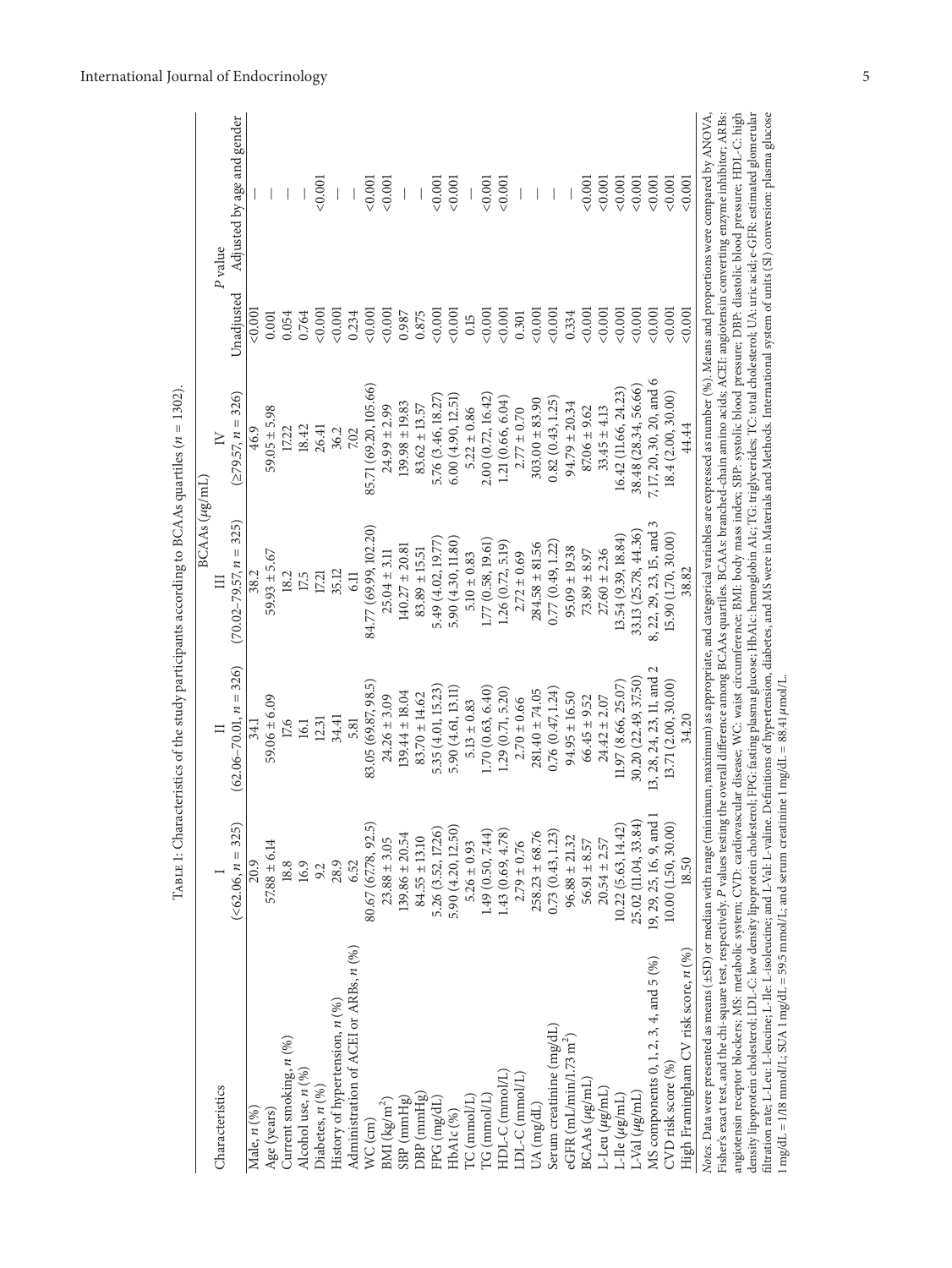Table 1: Characteristics of the study participants according to BCAAs quartiles ($n = 1302$).

| Characteristics | BCAAs ($\mu$g/mL) | | | | $P$ value | |
|---|---|---|---|---|---|---|
| | I (<62.06, $n = 325$) | II (62.06–70.01, $n = 326$) | III (70.02–79.57, $n = 325$) | IV (≥79.57, $n = 326$) | Unadjusted | Adjusted by age and gender |
| Male, $n$ (%) | 20.9 | 34.1 | 38.2 | 46.9 | <0.001 | — |
| Age (years) | 57.88 ± 6.14 | 59.06 ± 6.09 | 59.93 ± 5.67 | 59.05 ± 5.98 | 0.001 | — |
| Current smoking, $n$ (%) | 18.8 | 17.6 | 18.2 | 17.22 | 0.054 | — |
| Alcohol use, $n$ (%) | 16.9 | 16.1 | 17.5 | 18.42 | 0.764 | — |
| Diabetes, $n$ (%) | 9.2 | 12.31 | 17.21 | 26.41 | <0.001 | <0.001 |
| History of hypertension, $n$ (%) | 28.9 | 34.41 | 35.12 | 36.2 | <0.001 | — |
| Administration of ACEI or ARBs, $n$ (%) | 6.52 | 5.81 | 6.11 | 7.02 | 0.234 | — |
| WC (cm) | 80.67 (67.78, 92.5) | 83.05 (69.87, 98.5) | 84.77 (69.99, 102.20) | 85.71 (69.20, 105.66) | <0.001 | <0.001 |
| BMI (kg/m$^2$) | 23.88 ± 3.05 | 24.26 ± 3.09 | 25.04 ± 3.11 | 24.99 ± 2.99 | <0.001 | <0.001 |
| SBP (mmHg) | 139.86 ± 20.54 | 139.44 ± 18.04 | 140.27 ± 20.81 | 139.98 ± 19.83 | 0.987 | — |
| DBP (mmHg) | 84.55 ± 13.10 | 83.70 ± 14.62 | 83.89 ± 15.51 | 83.62 ± 13.57 | 0.875 | — |
| FPG (mg/dL) | 5.26 (3.52, 17.26) | 5.35 (4.01, 15.23) | 5.49 (4.02, 19.77) | 5.76 (3.46, 18.27) | <0.001 | <0.001 |
| HbA1c (%) | 5.90 (4.20, 12.50) | 5.90 (4.61, 13.11) | 5.90 (4.30, 11.80) | 6.00 (4.90, 12.51) | <0.001 | <0.001 |
| TC (mmol/L) | 5.26 ± 0.93 | 5.13 ± 0.83 | 5.10 ± 0.83 | 5.22 ± 0.86 | 0.15 | — |
| TG (mmol/L) | 1.49 (0.50, 7.44) | 1.70 (0.63, 6.40) | 1.77 (0.58, 19.61) | 2.00 (0.72, 16.42) | <0.001 | <0.001 |
| HDL-C (mmol/L) | 1.43 (0.69, 4.78) | 1.29 (0.71, 5.20) | 1.26 (0.72, 5.19) | 1.21 (0.66, 6.04) | <0.001 | <0.001 |
| LDL-C (mmol/L) | 2.79 ± 0.76 | 2.70 ± 0.66 | 2.72 ± 0.69 | 2.77 ± 0.70 | 0.301 | — |
| UA (mg/dL) | 258.23 ± 68.76 | 281.40 ± 74.05 | 284.58 ± 81.56 | 303.00 ± 83.90 | <0.001 | — |
| Serum creatinine (mg/dL) | 0.73 (0.43, 1.23) | 0.76 (0.47, 1.24) | 0.77 (0.49, 1.22) | 0.82 (0.43, 1.25) | <0.001 | — |
| eGFR (mL/min/1.73 m$^2$) | 96.88 ± 21.32 | 94.95 ± 16.50 | 95.09 ± 19.38 | 94.79 ± 20.34 | 0.334 | — |
| BCAAs ($\mu$g/mL) | 56.91 ± 8.57 | 66.45 ± 9.52 | 73.89 ± 8.97 | 87.06 ± 9.62 | <0.001 | <0.001 |
| L-Leu ($\mu$g/mL) | 20.54 ± 2.57 | 24.42 ± 2.07 | 27.60 ± 2.36 | 33.45 ± 4.13 | <0.001 | <0.001 |
| L-Ile ($\mu$g/mL) | 10.22 (5.63, 14.42) | 11.97 (8.66, 25.07) | 13.54 (9.39, 18.84) | 16.42 (11.66, 24.23) | <0.001 | <0.001 |
| L-Val ($\mu$g/mL) | 25.02 (11.04, 33.84) | 30.20 (22.49, 37.50) | 33.13 (25.78, 44.36) | 38.48 (28.34, 56.66) | <0.001 | <0.001 |
| MS components 0, 1, 2, 3, 4, and 5 (%) | 19, 29, 25, 16, 9, and 1 | 13, 28, 24, 23, 11, and 2 | 8, 22, 29, 23, 15, and 3 | 7, 17, 20, 30, 20, and 6 | <0.001 | <0.001 |
| CVD risk score (%) | 10.00 (1.50, 30.00) | 13.71 (2.00, 30.00) | 15.90 (1.70, 30.00) | 18.4 (2.00, 30.00) | <0.001 | <0.001 |
| High Framingham CV risk score, $n$ (%) | 18.50 | 34.20 | 38.82 | 44.44 | <0.001 | <0.001 |

*Notes*. Data were presented as means (±SD) or median with range (minimum, maximum) as appropriate, and categorical variables are expressed as number (%). Means and proportions were compared by ANOVA, Fisher's exact test, and the chi-square test, respectively. $P$ values testing the overall difference among BCAAs quartiles. BCAAs: branched-chain amino acids; ACEI: angiotensin converting enzyme inhibitor; ARBs: angiotensin receptor blockers; MS: metabolic system; CVD: cardiovascular disease; WC: waist circumference; BMI: body mass index; SBP: systolic blood pressure; DBP: diastolic blood pressure; HDL-C: high density lipoprotein cholesterol; LDL-C: low density lipoprotein cholesterol; FPG: fasting plasma glucose; HbA1c: hemoglobin A1c; TG: triglycerides; TC: total cholesterol; UA: uric acid; e-GFR: estimated glomerular filtration rate; L-Leu: L-leucine; L-Ile: L-isoleucine; and L-Val: L-valine. Definitions of hypertension, diabetes, and MS were in Materials and Methods. International system of units (SI) conversion: plasma glucose 1 mg/dL = 1/18 mmol/L, SUA 1 mg/dL = 59.5 mmol/L; and serum creatinine 1 mg/dL = 88.41 $\mu$mol/L.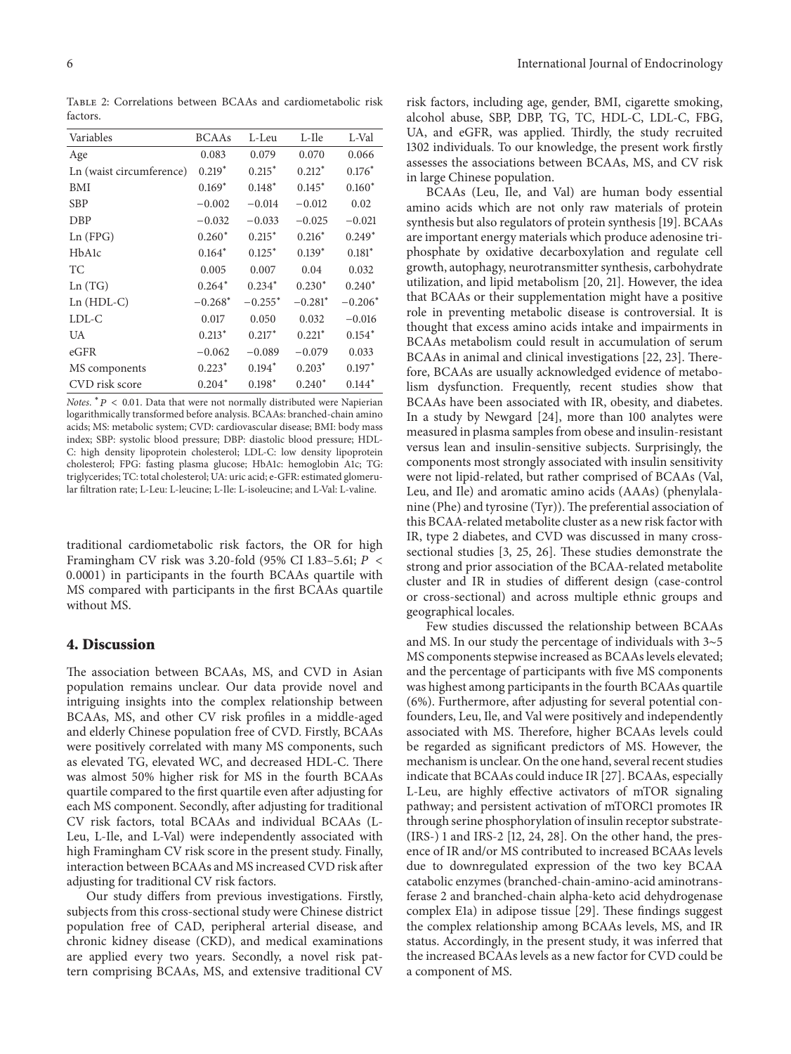Table 2: Correlations between BCAAs and cardiometabolic risk factors.

| Variables | BCAAs | L-Leu | L-Ile | L-Val |
|---|---|---|---|---|
| Age | 0.083 | 0.079 | 0.070 | 0.066 |
| Ln (waist circumference) | 0.219* | 0.215* | 0.212* | 0.176* |
| BMI | 0.169* | 0.148* | 0.145* | 0.160* |
| SBP | −0.002 | −0.014 | −0.012 | 0.02 |
| DBP | −0.032 | −0.033 | −0.025 | −0.021 |
| Ln (FPG) | 0.260* | 0.215* | 0.216* | 0.249* |
| HbA1c | 0.164* | 0.125* | 0.139* | 0.181* |
| TC | 0.005 | 0.007 | 0.04 | 0.032 |
| Ln (TG) | 0.264* | 0.234* | 0.230* | 0.240* |
| Ln (HDL-C) | −0.268* | −0.255* | −0.281* | −0.206* |
| LDL-C | 0.017 | 0.050 | 0.032 | −0.016 |
| UA | 0.213* | 0.217* | 0.221* | 0.154* |
| eGFR | −0.062 | −0.089 | −0.079 | 0.033 |
| MS components | 0.223* | 0.194* | 0.203* | 0.197* |
| CVD risk score | 0.204* | 0.198* | 0.240* | 0.144* |

*Notes*. * $P < 0.01$. Data that were not normally distributed were Napierian logarithmically transformed before analysis. BCAAs: branched-chain amino acids; MS: metabolic system; CVD: cardiovascular disease; BMI: body mass index; SBP: systolic blood pressure; DBP: diastolic blood pressure; HDL-C: high density lipoprotein cholesterol; LDL-C: low density lipoprotein cholesterol; FPG: fasting plasma glucose; HbA1c: hemoglobin A1c; TG: triglycerides; TC: total cholesterol; UA: uric acid; e-GFR: estimated glomerular filtration rate; L-Leu: L-leucine; L-Ile: L-isoleucine; and L-Val: L-valine.

traditional cardiometabolic risk factors, the OR for high Framingham CV risk was 3.20-fold (95% CI 1.83–5.61; $P < 0.0001$) in participants in the fourth BCAAs quartile with MS compared with participants in the first BCAAs quartile without MS.

## 4. Discussion

The association between BCAAs, MS, and CVD in Asian population remains unclear. Our data provide novel and intriguing insights into the complex relationship between BCAAs, MS, and other CV risk profiles in a middle-aged and elderly Chinese population free of CVD. Firstly, BCAAs were positively correlated with many MS components, such as elevated TG, elevated WC, and decreased HDL-C. There was almost 50% higher risk for MS in the fourth BCAAs quartile compared to the first quartile even after adjusting for each MS component. Secondly, after adjusting for traditional CV risk factors, total BCAAs and individual BCAAs (L-Leu, L-Ile, and L-Val) were independently associated with high Framingham CV risk score in the present study. Finally, interaction between BCAAs and MS increased CVD risk after adjusting for traditional CV risk factors.

Our study differs from previous investigations. Firstly, subjects from this cross-sectional study were Chinese district population free of CAD, peripheral arterial disease, and chronic kidney disease (CKD), and medical examinations are applied every two years. Secondly, a novel risk pattern comprising BCAAs, MS, and extensive traditional CV risk factors, including age, gender, BMI, cigarette smoking, alcohol abuse, SBP, DBP, TG, TC, HDL-C, LDL-C, FBG, UA, and eGFR, was applied. Thirdly, the study recruited 1302 individuals. To our knowledge, the present work firstly assesses the associations between BCAAs, MS, and CV risk in large Chinese population.

BCAAs (Leu, Ile, and Val) are human body essential amino acids which are not only raw materials of protein synthesis but also regulators of protein synthesis [19]. BCAAs are important energy materials which produce adenosine triphosphate by oxidative decarboxylation and regulate cell growth, autophagy, neurotransmitter synthesis, carbohydrate utilization, and lipid metabolism [20, 21]. However, the idea that BCAAs or their supplementation might have a positive role in preventing metabolic disease is controversial. It is thought that excess amino acids intake and impairments in BCAAs metabolism could result in accumulation of serum BCAAs in animal and clinical investigations [22, 23]. Therefore, BCAAs are usually acknowledged evidence of metabolism dysfunction. Frequently, recent studies show that BCAAs have been associated with IR, obesity, and diabetes. In a study by Newgard [24], more than 100 analytes were measured in plasma samples from obese and insulin-resistant versus lean and insulin-sensitive subjects. Surprisingly, the components most strongly associated with insulin sensitivity were not lipid-related, but rather comprised of BCAAs (Val, Leu, and Ile) and aromatic amino acids (AAAs) (phenylalanine (Phe) and tyrosine (Tyr)). The preferential association of this BCAA-related metabolite cluster as a new risk factor with IR, type 2 diabetes, and CVD was discussed in many cross-sectional studies [3, 25, 26]. These studies demonstrate the strong and prior association of the BCAA-related metabolite cluster and IR in studies of different design (case-control or cross-sectional) and across multiple ethnic groups and geographical locales.

Few studies discussed the relationship between BCAAs and MS. In our study the percentage of individuals with 3~5 MS components stepwise increased as BCAAs levels elevated; and the percentage of participants with five MS components was highest among participants in the fourth BCAAs quartile (6%). Furthermore, after adjusting for several potential confounders, Leu, Ile, and Val were positively and independently associated with MS. Therefore, higher BCAAs levels could be regarded as significant predictors of MS. However, the mechanism is unclear. On the one hand, several recent studies indicate that BCAAs could induce IR [27]. BCAAs, especially L-Leu, are highly effective activators of mTOR signaling pathway; and persistent activation of mTORC1 promotes IR through serine phosphorylation of insulin receptor substrate-(IRS-) 1 and IRS-2 [12, 24, 28]. On the other hand, the presence of IR and/or MS contributed to increased BCAAs levels due to downregulated expression of the two key BCAA catabolic enzymes (branched-chain-amino-acid aminotransferase 2 and branched-chain alpha-keto acid dehydrogenase complex E1a) in adipose tissue [29]. These findings suggest the complex relationship among BCAAs levels, MS, and IR status. Accordingly, in the present study, it was inferred that the increased BCAAs levels as a new factor for CVD could be a component of MS.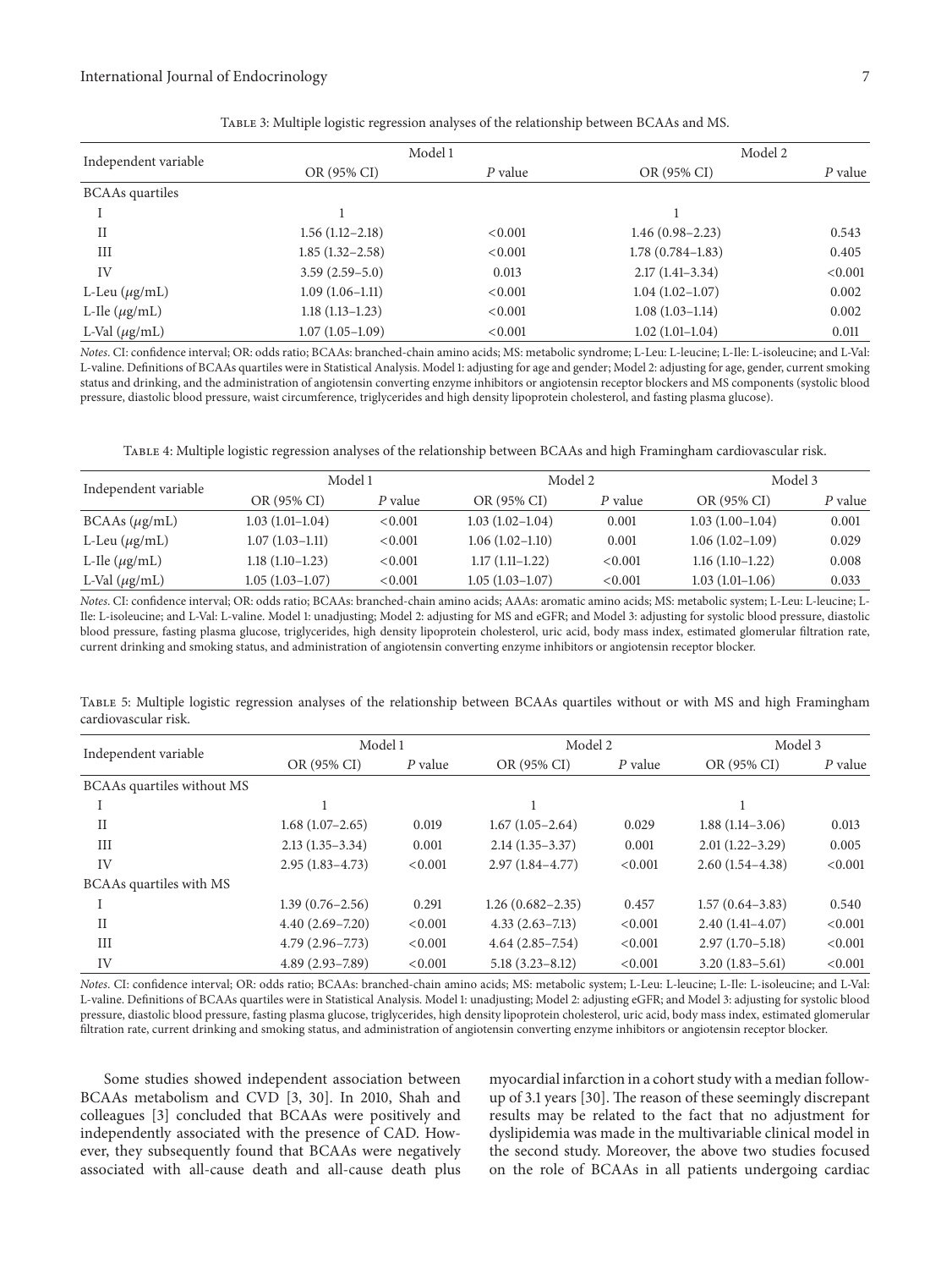Table 3: Multiple logistic regression analyses of the relationship between BCAAs and MS.

| Independent variable | Model 1 | | Model 2 | |
|---|---|---|---|---|
| | OR (95% CI) | *P* value | OR (95% CI) | *P* value |
| BCAAs quartiles | | | | |
| I | 1 | | 1 | |
| II | 1.56 (1.12–2.18) | <0.001 | 1.46 (0.98–2.23) | 0.543 |
| III | 1.85 (1.32–2.58) | <0.001 | 1.78 (0.784–1.83) | 0.405 |
| IV | 3.59 (2.59–5.0) | 0.013 | 2.17 (1.41–3.34) | <0.001 |
| L-Leu ($\mu$g/mL) | 1.09 (1.06–1.11) | <0.001 | 1.04 (1.02–1.07) | 0.002 |
| L-Ile ($\mu$g/mL) | 1.18 (1.13–1.23) | <0.001 | 1.08 (1.03–1.14) | 0.002 |
| L-Val ($\mu$g/mL) | 1.07 (1.05–1.09) | <0.001 | 1.02 (1.01–1.04) | 0.011 |

*Notes*. CI: confidence interval; OR: odds ratio; BCAAs: branched-chain amino acids; MS: metabolic syndrome; L-Leu: L-leucine; L-Ile: L-isoleucine; and L-Val: L-valine. Definitions of BCAAs quartiles were in Statistical Analysis. Model 1: adjusting for age and gender; Model 2: adjusting for age, gender, current smoking status and drinking, and the administration of angiotensin converting enzyme inhibitors or angiotensin receptor blockers and MS components (systolic blood pressure, diastolic blood pressure, waist circumference, triglycerides and high density lipoprotein cholesterol, and fasting plasma glucose).

Table 4: Multiple logistic regression analyses of the relationship between BCAAs and high Framingham cardiovascular risk.

| Independent variable | Model 1 | | Model 2 | | Model 3 | |
|---|---|---|---|---|---|---|
| | OR (95% CI) | *P* value | OR (95% CI) | *P* value | OR (95% CI) | *P* value |
| BCAAs ($\mu$g/mL) | 1.03 (1.01–1.04) | <0.001 | 1.03 (1.02–1.04) | 0.001 | 1.03 (1.00–1.04) | 0.001 |
| L-Leu ($\mu$g/mL) | 1.07 (1.03–1.11) | <0.001 | 1.06 (1.02–1.10) | 0.001 | 1.06 (1.02–1.09) | 0.029 |
| L-Ile ($\mu$g/mL) | 1.18 (1.10–1.23) | <0.001 | 1.17 (1.11–1.22) | <0.001 | 1.16 (1.10–1.22) | 0.008 |
| L-Val ($\mu$g/mL) | 1.05 (1.03–1.07) | <0.001 | 1.05 (1.03–1.07) | <0.001 | 1.03 (1.01–1.06) | 0.033 |

*Notes*. CI: confidence interval; OR: odds ratio; BCAAs: branched-chain amino acids; AAAs: aromatic amino acids; MS: metabolic system; L-Leu: L-leucine; L-Ile: L-isoleucine; and L-Val: L-valine. Model 1: unadjusting; Model 2: adjusting for MS and eGFR; and Model 3: adjusting for systolic blood pressure, diastolic blood pressure, fasting plasma glucose, triglycerides, high density lipoprotein cholesterol, uric acid, body mass index, estimated glomerular filtration rate, current drinking and smoking status, and administration of angiotensin converting enzyme inhibitors or angiotensin receptor blocker.

Table 5: Multiple logistic regression analyses of the relationship between BCAAs quartiles without or with MS and high Framingham cardiovascular risk.

| Independent variable | Model 1 | | Model 2 | | Model 3 | |
|---|---|---|---|---|---|---|
| | OR (95% CI) | *P* value | OR (95% CI) | *P* value | OR (95% CI) | *P* value |
| BCAAs quartiles without MS | | | | | | |
| I | 1 | | 1 | | 1 | |
| II | 1.68 (1.07–2.65) | 0.019 | 1.67 (1.05–2.64) | 0.029 | 1.88 (1.14–3.06) | 0.013 |
| III | 2.13 (1.35–3.34) | 0.001 | 2.14 (1.35–3.37) | 0.001 | 2.01 (1.22–3.29) | 0.005 |
| IV | 2.95 (1.83–4.73) | <0.001 | 2.97 (1.84–4.77) | <0.001 | 2.60 (1.54–4.38) | <0.001 |
| BCAAs quartiles with MS | | | | | | |
| I | 1.39 (0.76–2.56) | 0.291 | 1.26 (0.682–2.35) | 0.457 | 1.57 (0.64–3.83) | 0.540 |
| II | 4.40 (2.69–7.20) | <0.001 | 4.33 (2.63–7.13) | <0.001 | 2.40 (1.41–4.07) | <0.001 |
| III | 4.79 (2.96–7.73) | <0.001 | 4.64 (2.85–7.54) | <0.001 | 2.97 (1.70–5.18) | <0.001 |
| IV | 4.89 (2.93–7.89) | <0.001 | 5.18 (3.23–8.12) | <0.001 | 3.20 (1.83–5.61) | <0.001 |

*Notes*. CI: confidence interval; OR: odds ratio; BCAAs: branched-chain amino acids; MS: metabolic system; L-Leu: L-leucine; L-Ile: L-isoleucine; and L-Val: L-valine. Definitions of BCAAs quartiles were in Statistical Analysis. Model 1: unadjusting; Model 2: adjusting eGFR; and Model 3: adjusting for systolic blood pressure, diastolic blood pressure, fasting plasma glucose, triglycerides, high density lipoprotein cholesterol, uric acid, body mass index, estimated glomerular filtration rate, current drinking and smoking status, and administration of angiotensin converting enzyme inhibitors or angiotensin receptor blocker.

Some studies showed independent association between BCAAs metabolism and CVD [3, 30]. In 2010, Shah and colleagues [3] concluded that BCAAs were positively and independently associated with the presence of CAD. However, they subsequently found that BCAAs were negatively associated with all-cause death and all-cause death plus myocardial infarction in a cohort study with a median follow-up of 3.1 years [30]. The reason of these seemingly discrepant results may be related to the fact that no adjustment for dyslipidemia was made in the multivariable clinical model in the second study. Moreover, the above two studies focused on the role of BCAAs in all patients undergoing cardiac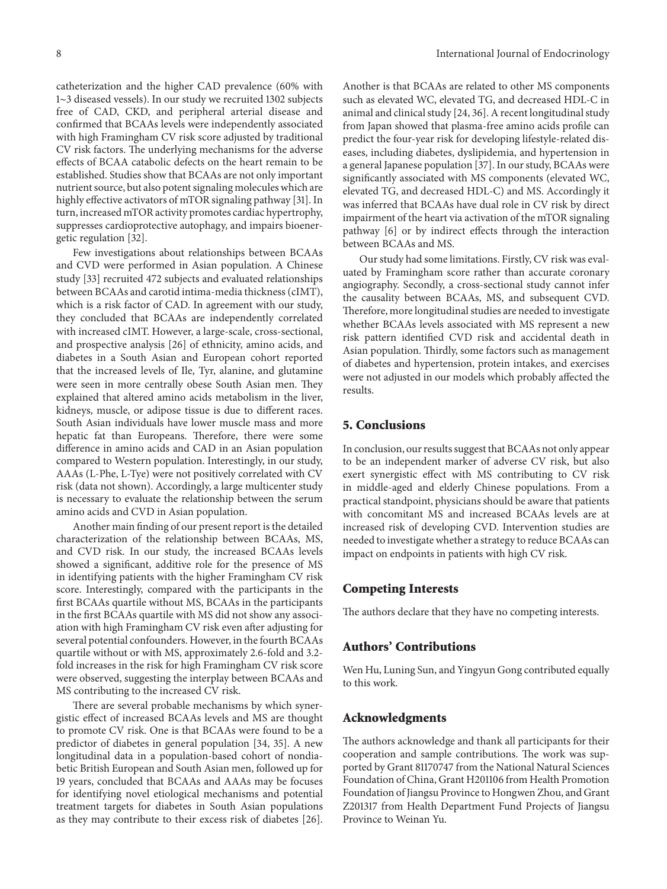catheterization and the higher CAD prevalence (60% with 1~3 diseased vessels). In our study we recruited 1302 subjects free of CAD, CKD, and peripheral arterial disease and confirmed that BCAAs levels were independently associated with high Framingham CV risk score adjusted by traditional CV risk factors. The underlying mechanisms for the adverse effects of BCAA catabolic defects on the heart remain to be established. Studies show that BCAAs are not only important nutrient source, but also potent signaling molecules which are highly effective activators of mTOR signaling pathway [31]. In turn, increased mTOR activity promotes cardiac hypertrophy, suppresses cardioprotective autophagy, and impairs bioenergetic regulation [32].

Few investigations about relationships between BCAAs and CVD were performed in Asian population. A Chinese study [33] recruited 472 subjects and evaluated relationships between BCAAs and carotid intima-media thickness (cIMT), which is a risk factor of CAD. In agreement with our study, they concluded that BCAAs are independently correlated with increased cIMT. However, a large-scale, cross-sectional, and prospective analysis [26] of ethnicity, amino acids, and diabetes in a South Asian and European cohort reported that the increased levels of Ile, Tyr, alanine, and glutamine were seen in more centrally obese South Asian men. They explained that altered amino acids metabolism in the liver, kidneys, muscle, or adipose tissue is due to different races. South Asian individuals have lower muscle mass and more hepatic fat than Europeans. Therefore, there were some difference in amino acids and CAD in an Asian population compared to Western population. Interestingly, in our study, AAAs (L-Phe, L-Tye) were not positively correlated with CV risk (data not shown). Accordingly, a large multicenter study is necessary to evaluate the relationship between the serum amino acids and CVD in Asian population.

Another main finding of our present report is the detailed characterization of the relationship between BCAAs, MS, and CVD risk. In our study, the increased BCAAs levels showed a significant, additive role for the presence of MS in identifying patients with the higher Framingham CV risk score. Interestingly, compared with the participants in the first BCAAs quartile without MS, BCAAs in the participants in the first BCAAs quartile with MS did not show any association with high Framingham CV risk even after adjusting for several potential confounders. However, in the fourth BCAAs quartile without or with MS, approximately 2.6-fold and 3.2-fold increases in the risk for high Framingham CV risk score were observed, suggesting the interplay between BCAAs and MS contributing to the increased CV risk.

There are several probable mechanisms by which synergistic effect of increased BCAAs levels and MS are thought to promote CV risk. One is that BCAAs were found to be a predictor of diabetes in general population [34, 35]. A new longitudinal data in a population-based cohort of nondiabetic British European and South Asian men, followed up for 19 years, concluded that BCAAs and AAAs may be focuses for identifying novel etiological mechanisms and potential treatment targets for diabetes in South Asian populations as they may contribute to their excess risk of diabetes [26]. Another is that BCAAs are related to other MS components such as elevated WC, elevated TG, and decreased HDL-C in animal and clinical study [24, 36]. A recent longitudinal study from Japan showed that plasma-free amino acids profile can predict the four-year risk for developing lifestyle-related diseases, including diabetes, dyslipidemia, and hypertension in a general Japanese population [37]. In our study, BCAAs were significantly associated with MS components (elevated WC, elevated TG, and decreased HDL-C) and MS. Accordingly it was inferred that BCAAs have dual role in CV risk by direct impairment of the heart via activation of the mTOR signaling pathway [6] or by indirect effects through the interaction between BCAAs and MS.

Our study had some limitations. Firstly, CV risk was evaluated by Framingham score rather than accurate coronary angiography. Secondly, a cross-sectional study cannot infer the causality between BCAAs, MS, and subsequent CVD. Therefore, more longitudinal studies are needed to investigate whether BCAAs levels associated with MS represent a new risk pattern identified CVD risk and accidental death in Asian population. Thirdly, some factors such as management of diabetes and hypertension, protein intakes, and exercises were not adjusted in our models which probably affected the results.

## 5. Conclusions

In conclusion, our results suggest that BCAAs not only appear to be an independent marker of adverse CV risk, but also exert synergistic effect with MS contributing to CV risk in middle-aged and elderly Chinese populations. From a practical standpoint, physicians should be aware that patients with concomitant MS and increased BCAAs levels are at increased risk of developing CVD. Intervention studies are needed to investigate whether a strategy to reduce BCAAs can impact on endpoints in patients with high CV risk.

## Competing Interests

The authors declare that they have no competing interests.

## Authors' Contributions

Wen Hu, Luning Sun, and Yingyun Gong contributed equally to this work.

## Acknowledgments

The authors acknowledge and thank all participants for their cooperation and sample contributions. The work was supported by Grant 81170747 from the National Natural Sciences Foundation of China, Grant H201106 from Health Promotion Foundation of Jiangsu Province to Hongwen Zhou, and Grant Z201317 from Health Department Fund Projects of Jiangsu Province to Weinan Yu.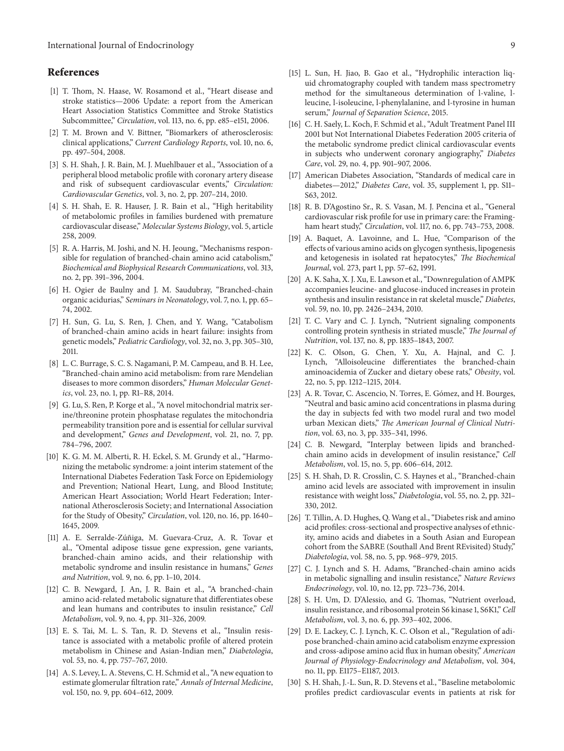## References

[1] T. Thom, N. Haase, W. Rosamond et al., "Heart disease and stroke statistics—2006 Update: a report from the American Heart Association Statistics Committee and Stroke Statistics Subcommittee," *Circulation*, vol. 113, no. 6, pp. e85–e151, 2006.

[2] T. M. Brown and V. Bittner, "Biomarkers of atherosclerosis: clinical applications," *Current Cardiology Reports*, vol. 10, no. 6, pp. 497–504, 2008.

[3] S. H. Shah, J. R. Bain, M. J. Muehlbauer et al., "Association of a peripheral blood metabolic profile with coronary artery disease and risk of subsequent cardiovascular events," *Circulation: Cardiovascular Genetics*, vol. 3, no. 2, pp. 207–214, 2010.

[4] S. H. Shah, E. R. Hauser, J. R. Bain et al., "High heritability of metabolomic profiles in families burdened with premature cardiovascular disease," *Molecular Systems Biology*, vol. 5, article 258, 2009.

[5] R. A. Harris, M. Joshi, and N. H. Jeoung, "Mechanisms responsible for regulation of branched-chain amino acid catabolism," *Biochemical and Biophysical Research Communications*, vol. 313, no. 2, pp. 391–396, 2004.

[6] H. Ogier de Baulny and J. M. Saudubray, "Branched-chain organic acidurias," *Seminars in Neonatology*, vol. 7, no. 1, pp. 65–74, 2002.

[7] H. Sun, G. Lu, S. Ren, J. Chen, and Y. Wang, "Catabolism of branched-chain amino acids in heart failure: insights from genetic models," *Pediatric Cardiology*, vol. 32, no. 3, pp. 305–310, 2011.

[8] L. C. Burrage, S. C. S. Nagamani, P. M. Campeau, and B. H. Lee, "Branched-chain amino acid metabolism: from rare Mendelian diseases to more common disorders," *Human Molecular Genetics*, vol. 23, no. 1, pp. R1–R8, 2014.

[9] G. Lu, S. Ren, P. Korge et al., "A novel mitochondrial matrix serine/threonine protein phosphatase regulates the mitochondria permeability transition pore and is essential for cellular survival and development," *Genes and Development*, vol. 21, no. 7, pp. 784–796, 2007.

[10] K. G. M. M. Alberti, R. H. Eckel, S. M. Grundy et al., "Harmonizing the metabolic syndrome: a joint interim statement of the International Diabetes Federation Task Force on Epidemiology and Prevention; National Heart, Lung, and Blood Institute; American Heart Association; World Heart Federation; International Atherosclerosis Society; and International Association for the Study of Obesity," *Circulation*, vol. 120, no. 16, pp. 1640–1645, 2009.

[11] A. E. Serralde-Zúñiga, M. Guevara-Cruz, A. R. Tovar et al., "Omental adipose tissue gene expression, gene variants, branched-chain amino acids, and their relationship with metabolic syndrome and insulin resistance in humans," *Genes and Nutrition*, vol. 9, no. 6, pp. 1–10, 2014.

[12] C. B. Newgard, J. An, J. R. Bain et al., "A branched-chain amino acid-related metabolic signature that differentiates obese and lean humans and contributes to insulin resistance," *Cell Metabolism*, vol. 9, no. 4, pp. 311–326, 2009.

[13] E. S. Tai, M. L. S. Tan, R. D. Stevens et al., "Insulin resistance is associated with a metabolic profile of altered protein metabolism in Chinese and Asian-Indian men," *Diabetologia*, vol. 53, no. 4, pp. 757–767, 2010.

[14] A. S. Levey, L. A. Stevens, C. H. Schmid et al., "A new equation to estimate glomerular filtration rate," *Annals of Internal Medicine*, vol. 150, no. 9, pp. 604–612, 2009.

[15] L. Sun, H. Jiao, B. Gao et al., "Hydrophilic interaction liquid chromatography coupled with tandem mass spectrometry method for the simultaneous determination of l-valine, l-leucine, l-isoleucine, l-phenylalanine, and l-tyrosine in human serum," *Journal of Separation Science*, 2015.

[16] C. H. Saely, L. Koch, F. Schmid et al., "Adult Treatment Panel III 2001 but Not International Diabetes Federation 2005 criteria of the metabolic syndrome predict clinical cardiovascular events in subjects who underwent coronary angiography," *Diabetes Care*, vol. 29, no. 4, pp. 901–907, 2006.

[17] American Diabetes Association, "Standards of medical care in diabetes—2012," *Diabetes Care*, vol. 35, supplement 1, pp. S11–S63, 2012.

[18] R. B. D'Agostino Sr., R. S. Vasan, M. J. Pencina et al., "General cardiovascular risk profile for use in primary care: the Framingham heart study," *Circulation*, vol. 117, no. 6, pp. 743–753, 2008.

[19] A. Baquet, A. Lavoinne, and L. Hue, "Comparison of the effects of various amino acids on glycogen synthesis, lipogenesis and ketogenesis in isolated rat hepatocytes," *The Biochemical Journal*, vol. 273, part 1, pp. 57–62, 1991.

[20] A. K. Saha, X. J. Xu, E. Lawson et al., "Downregulation of AMPK accompanies leucine- and glucose-induced increases in protein synthesis and insulin resistance in rat skeletal muscle," *Diabetes*, vol. 59, no. 10, pp. 2426–2434, 2010.

[21] T. C. Vary and C. J. Lynch, "Nutrient signaling components controlling protein synthesis in striated muscle," *The Journal of Nutrition*, vol. 137, no. 8, pp. 1835–1843, 2007.

[22] K. C. Olson, G. Chen, Y. Xu, A. Hajnal, and C. J. Lynch, "Alloisoleucine differentiates the branched-chain aminoacidemia of Zucker and dietary obese rats," *Obesity*, vol. 22, no. 5, pp. 1212–1215, 2014.

[23] A. R. Tovar, C. Ascencio, N. Torres, E. Gómez, and H. Bourges, "Neutral and basic amino acid concentrations in plasma during the day in subjects fed with two model rural and two model urban Mexican diets," *The American Journal of Clinical Nutrition*, vol. 63, no. 3, pp. 335–341, 1996.

[24] C. B. Newgard, "Interplay between lipids and branched-chain amino acids in development of insulin resistance," *Cell Metabolism*, vol. 15, no. 5, pp. 606–614, 2012.

[25] S. H. Shah, D. R. Crosslin, C. S. Haynes et al., "Branched-chain amino acid levels are associated with improvement in insulin resistance with weight loss," *Diabetologia*, vol. 55, no. 2, pp. 321–330, 2012.

[26] T. Tillin, A. D. Hughes, Q. Wang et al., "Diabetes risk and amino acid profiles: cross-sectional and prospective analyses of ethnicity, amino acids and diabetes in a South Asian and European cohort from the SABRE (Southall And Brent REvisited) Study," *Diabetologia*, vol. 58, no. 5, pp. 968–979, 2015.

[27] C. J. Lynch and S. H. Adams, "Branched-chain amino acids in metabolic signalling and insulin resistance," *Nature Reviews Endocrinology*, vol. 10, no. 12, pp. 723–736, 2014.

[28] S. H. Um, D. D'Alessio, and G. Thomas, "Nutrient overload, insulin resistance, and ribosomal protein S6 kinase 1, S6K1," *Cell Metabolism*, vol. 3, no. 6, pp. 393–402, 2006.

[29] D. E. Lackey, C. J. Lynch, K. C. Olson et al., "Regulation of adipose branched-chain amino acid catabolism enzyme expression and cross-adipose amino acid flux in human obesity," *American Journal of Physiology-Endocrinology and Metabolism*, vol. 304, no. 11, pp. E1175–E1187, 2013.

[30] S. H. Shah, J.-L. Sun, R. D. Stevens et al., "Baseline metabolomic profiles predict cardiovascular events in patients at risk for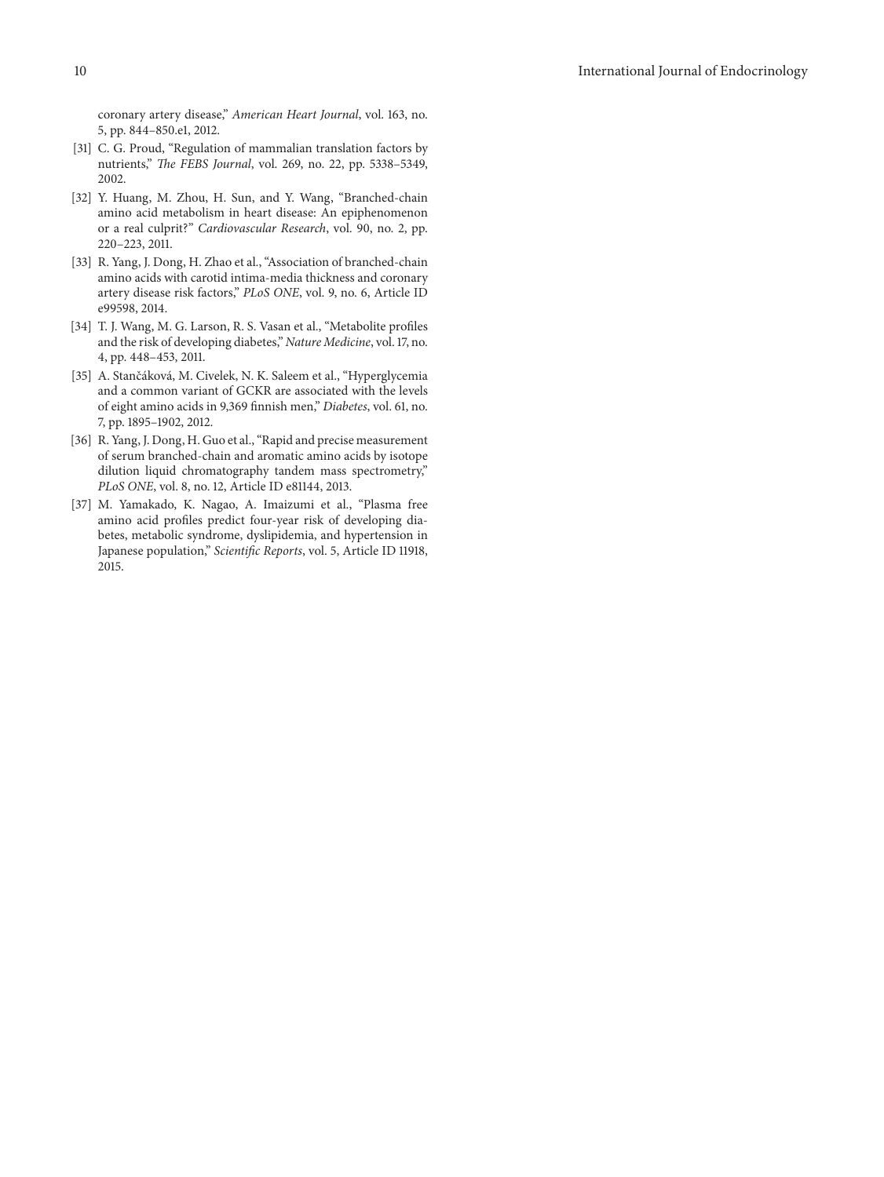coronary artery disease," *American Heart Journal*, vol. 163, no. 5, pp. 844–850.e1, 2012.

[31] C. G. Proud, "Regulation of mammalian translation factors by nutrients," *The FEBS Journal*, vol. 269, no. 22, pp. 5338–5349, 2002.

[32] Y. Huang, M. Zhou, H. Sun, and Y. Wang, "Branched-chain amino acid metabolism in heart disease: An epiphenomenon or a real culprit?" *Cardiovascular Research*, vol. 90, no. 2, pp. 220–223, 2011.

[33] R. Yang, J. Dong, H. Zhao et al., "Association of branched-chain amino acids with carotid intima-media thickness and coronary artery disease risk factors," *PLoS ONE*, vol. 9, no. 6, Article ID e99598, 2014.

[34] T. J. Wang, M. G. Larson, R. S. Vasan et al., "Metabolite profiles and the risk of developing diabetes," *Nature Medicine*, vol. 17, no. 4, pp. 448–453, 2011.

[35] A. Stančáková, M. Civelek, N. K. Saleem et al., "Hyperglycemia and a common variant of GCKR are associated with the levels of eight amino acids in 9,369 finnish men," *Diabetes*, vol. 61, no. 7, pp. 1895–1902, 2012.

[36] R. Yang, J. Dong, H. Guo et al., "Rapid and precise measurement of serum branched-chain and aromatic amino acids by isotope dilution liquid chromatography tandem mass spectrometry," *PLoS ONE*, vol. 8, no. 12, Article ID e81144, 2013.

[37] M. Yamakado, K. Nagao, A. Imaizumi et al., "Plasma free amino acid profiles predict four-year risk of developing diabetes, metabolic syndrome, dyslipidemia, and hypertension in Japanese population," *Scientific Reports*, vol. 5, Article ID 11918, 2015.